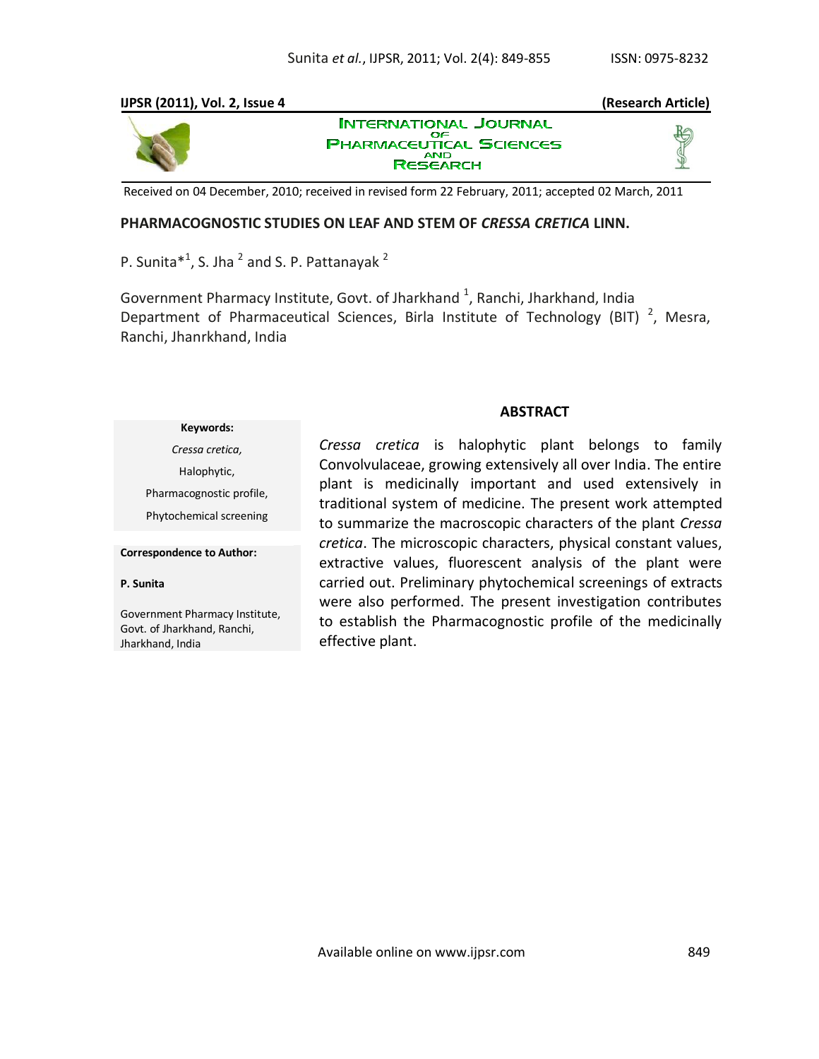**IJPSR (2011), Vol. 2, Issue 4** **(Research Article)**

INTERNATIONAL JOURNAL OF PHARMACEUTICAL SCIENCES AND RESEARCH

Received on 04 December, 2010; received in revised form 22 February, 2011; accepted 02 March, 2011

# PHARMACOGNOSTIC STUDIES ON LEAF AND STEM OF *CRESSA CRETICA* LINN.

P. Sunita*[1], S. Jha [2] and S. P. Pattanayak [2]

Government Pharmacy Institute, Govt. of Jharkhand [1], Ranchi, Jharkhand, India
Department of Pharmaceutical Sciences, Birla Institute of Technology (BIT) [2], Mesra, Ranchi, Jhanrkhand, India

**Keywords:**

*Cressa cretica,*

Halophytic,

Pharmacognostic profile,

Phytochemical screening

**Correspondence to Author:**

**P. Sunita**

Government Pharmacy Institute, Govt. of Jharkhand, Ranchi, Jharkhand, India

## ABSTRACT

*Cressa cretica* is halophytic plant belongs to family Convolvulaceae, growing extensively all over India. The entire plant is medicinally important and used extensively in traditional system of medicine. The present work attempted to summarize the macroscopic characters of the plant *Cressa cretica*. The microscopic characters, physical constant values, extractive values, fluorescent analysis of the plant were carried out. Preliminary phytochemical screenings of extracts were also performed. The present investigation contributes to establish the Pharmacognostic profile of the medicinally effective plant.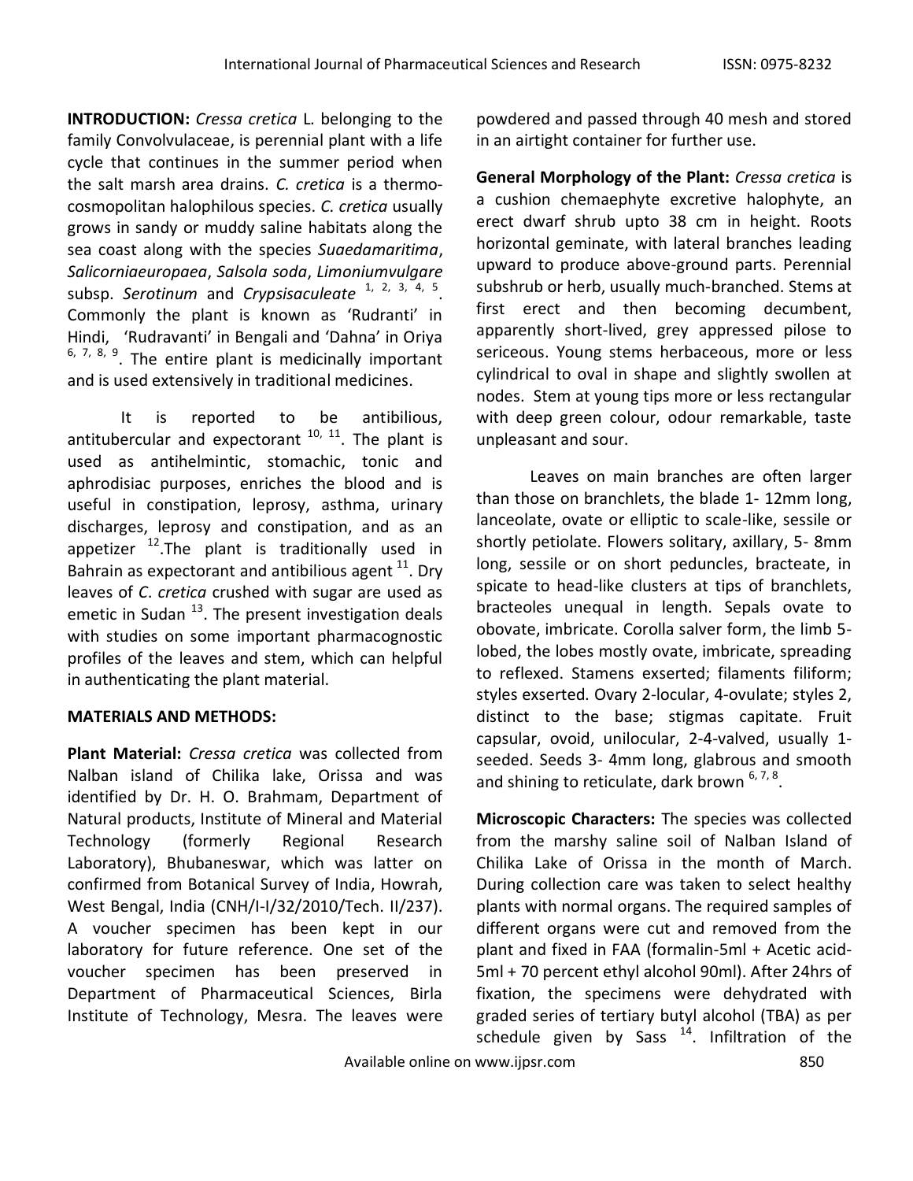**INTRODUCTION:** *Cressa cretica* L. belonging to the family Convolvulaceae, is perennial plant with a life cycle that continues in the summer period when the salt marsh area drains. *C. cretica* is a thermo-cosmopolitan halophilous species. *C. cretica* usually grows in sandy or muddy saline habitats along the sea coast along with the species *Suaedamaritima*, *Salicorniaeuropaea*, *Salsola soda*, *Limoniumvulgare* subsp. *Serotinum* and *Crypsisaculeate* [1, 2, 3, 4, 5]. Commonly the plant is known as 'Rudranti' in Hindi, 'Rudravanti' in Bengali and 'Dahna' in Oriya [6, 7, 8, 9]. The entire plant is medicinally important and is used extensively in traditional medicines.

It is reported to be antibilious, antitubercular and expectorant [10, 11]. The plant is used as antihelmintic, stomachic, tonic and aphrodisiac purposes, enriches the blood and is useful in constipation, leprosy, asthma, urinary discharges, leprosy and constipation, and as an appetizer [12]. The plant is traditionally used in Bahrain as expectorant and antibilious agent [11]. Dry leaves of *C. cretica* crushed with sugar are used as emetic in Sudan [13]. The present investigation deals with studies on some important pharmacognostic profiles of the leaves and stem, which can helpful in authenticating the plant material.

**MATERIALS AND METHODS:**

**Plant Material:** *Cressa cretica* was collected from Nalban island of Chilika lake, Orissa and was identified by Dr. H. O. Brahmam, Department of Natural products, Institute of Mineral and Material Technology (formerly Regional Research Laboratory), Bhubaneswar, which was latter on confirmed from Botanical Survey of India, Howrah, West Bengal, India (CNH/I-I/32/2010/Tech. II/237). A voucher specimen has been kept in our laboratory for future reference. One set of the voucher specimen has been preserved in Department of Pharmaceutical Sciences, Birla Institute of Technology, Mesra. The leaves were powdered and passed through 40 mesh and stored in an airtight container for further use.

**General Morphology of the Plant:** *Cressa cretica* is a cushion chemaephyte excretive halophyte, an erect dwarf shrub upto 38 cm in height. Roots horizontal geminate, with lateral branches leading upward to produce above-ground parts. Perennial subshrub or herb, usually much-branched. Stems at first erect and then becoming decumbent, apparently short-lived, grey appressed pilose to sericeous. Young stems herbaceous, more or less cylindrical to oval in shape and slightly swollen at nodes. Stem at young tips more or less rectangular with deep green colour, odour remarkable, taste unpleasant and sour.

Leaves on main branches are often larger than those on branchlets, the blade 1- 12mm long, lanceolate, ovate or elliptic to scale-like, sessile or shortly petiolate. Flowers solitary, axillary, 5- 8mm long, sessile or on short peduncles, bracteate, in spicate to head-like clusters at tips of branchlets, bracteoles unequal in length. Sepals ovate to obovate, imbricate. Corolla salver form, the limb 5-lobed, the lobes mostly ovate, imbricate, spreading to reflexed. Stamens exserted; filaments filiform; styles exserted. Ovary 2-locular, 4-ovulate; styles 2, distinct to the base; stigmas capitate. Fruit capsular, ovoid, unilocular, 2-4-valved, usually 1-seeded. Seeds 3- 4mm long, glabrous and smooth and shining to reticulate, dark brown [6, 7, 8].

**Microscopic Characters:** The species was collected from the marshy saline soil of Nalban Island of Chilika Lake of Orissa in the month of March. During collection care was taken to select healthy plants with normal organs. The required samples of different organs were cut and removed from the plant and fixed in FAA (formalin-5ml + Acetic acid-5ml + 70 percent ethyl alcohol 90ml). After 24hrs of fixation, the specimens were dehydrated with graded series of tertiary butyl alcohol (TBA) as per schedule given by Sass [14]. Infiltration of the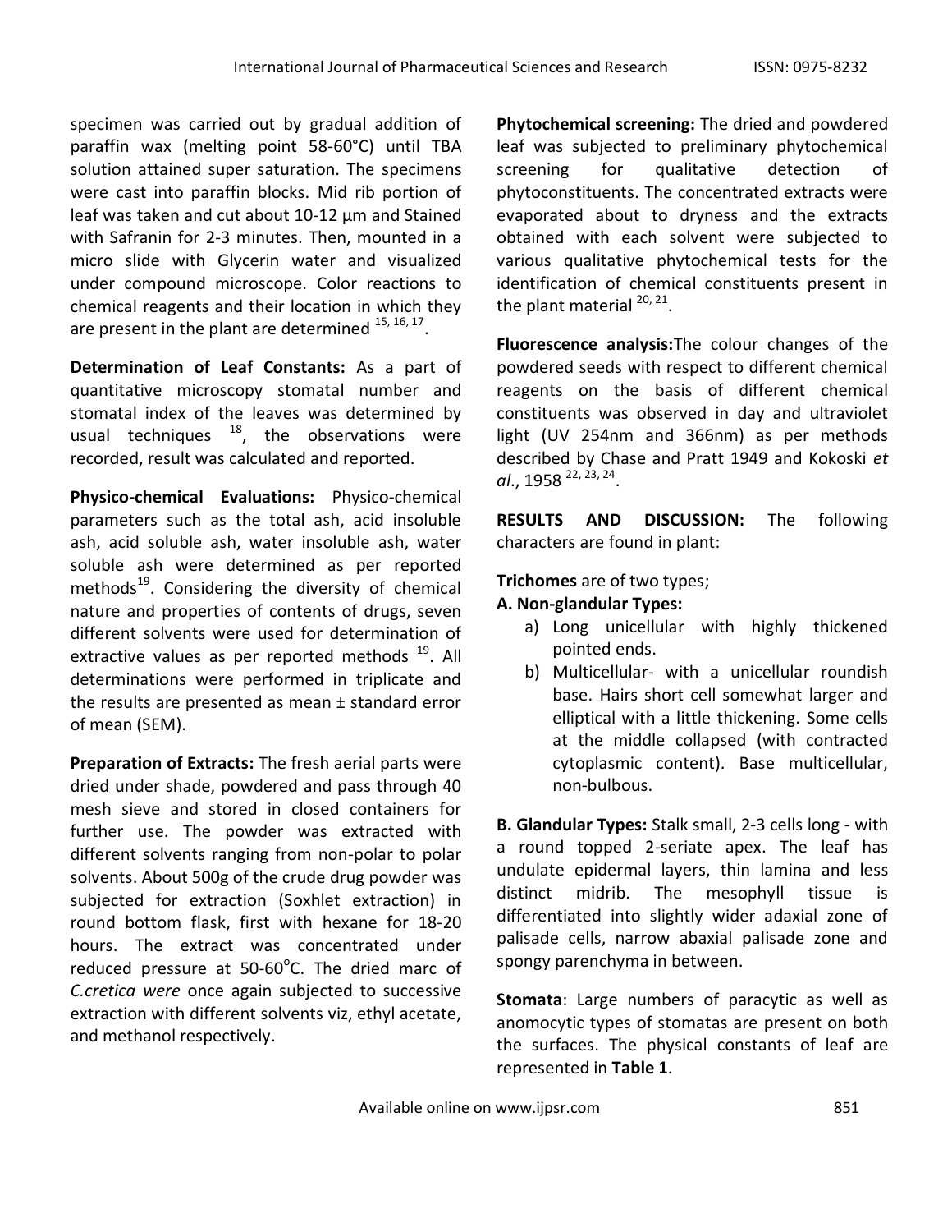specimen was carried out by gradual addition of paraffin wax (melting point 58-60°C) until TBA solution attained super saturation. The specimens were cast into paraffin blocks. Mid rib portion of leaf was taken and cut about 10-12 µm and Stained with Safranin for 2-3 minutes. Then, mounted in a micro slide with Glycerin water and visualized under compound microscope. Color reactions to chemical reagents and their location in which they are present in the plant are determined [15, 16, 17].

**Determination of Leaf Constants:** As a part of quantitative microscopy stomatal number and stomatal index of the leaves was determined by usual techniques [18], the observations were recorded, result was calculated and reported.

**Physico-chemical Evaluations:** Physico-chemical parameters such as the total ash, acid insoluble ash, acid soluble ash, water insoluble ash, water soluble ash were determined as per reported methods[19]. Considering the diversity of chemical nature and properties of contents of drugs, seven different solvents were used for determination of extractive values as per reported methods [19]. All determinations were performed in triplicate and the results are presented as mean ± standard error of mean (SEM).

**Preparation of Extracts:** The fresh aerial parts were dried under shade, powdered and pass through 40 mesh sieve and stored in closed containers for further use. The powder was extracted with different solvents ranging from non-polar to polar solvents. About 500g of the crude drug powder was subjected for extraction (Soxhlet extraction) in round bottom flask, first with hexane for 18-20 hours. The extract was concentrated under reduced pressure at 50-60°C. The dried marc of *C.cretica were* once again subjected to successive extraction with different solvents viz, ethyl acetate, and methanol respectively.

**Phytochemical screening:** The dried and powdered leaf was subjected to preliminary phytochemical screening for qualitative detection of phytoconstituents. The concentrated extracts were evaporated about to dryness and the extracts obtained with each solvent were subjected to various qualitative phytochemical tests for the identification of chemical constituents present in the plant material [20, 21].

**Fluorescence analysis:**The colour changes of the powdered seeds with respect to different chemical reagents on the basis of different chemical constituents was observed in day and ultraviolet light (UV 254nm and 366nm) as per methods described by Chase and Pratt 1949 and Kokoski *et al*., 1958 [22, 23, 24].

**RESULTS AND DISCUSSION:** The following characters are found in plant:

**Trichomes** are of two types;

**A. Non-glandular Types:**

a) Long unicellular with highly thickened pointed ends.
b) Multicellular- with a unicellular roundish base. Hairs short cell somewhat larger and elliptical with a little thickening. Some cells at the middle collapsed (with contracted cytoplasmic content). Base multicellular, non-bulbous.

**B. Glandular Types:** Stalk small, 2-3 cells long - with a round topped 2-seriate apex. The leaf has undulate epidermal layers, thin lamina and less distinct midrib. The mesophyll tissue is differentiated into slightly wider adaxial zone of palisade cells, narrow abaxial palisade zone and spongy parenchyma in between.

**Stomata**: Large numbers of paracytic as well as anomocytic types of stomatas are present on both the surfaces. The physical constants of leaf are represented in **Table 1**.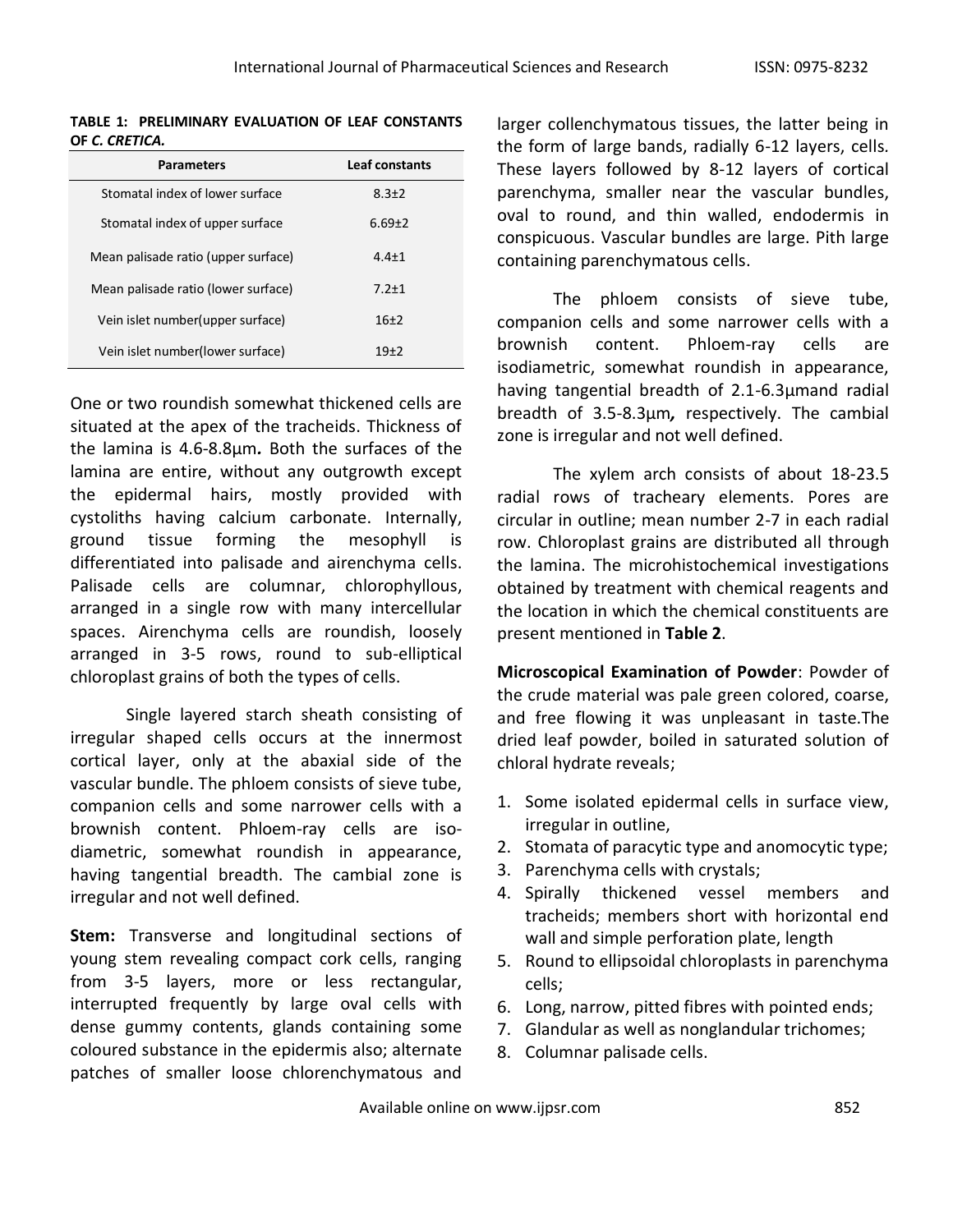**TABLE 1: PRELIMINARY EVALUATION OF LEAF CONSTANTS OF *C. CRETICA.***

| Parameters | Leaf constants |
|---|---|
| Stomatal index of lower surface | 8.3±2 |
| Stomatal index of upper surface | 6.69±2 |
| Mean palisade ratio (upper surface) | 4.4±1 |
| Mean palisade ratio (lower surface) | 7.2±1 |
| Vein islet number(upper surface) | 16±2 |
| Vein islet number(lower surface) | 19±2 |

One or two roundish somewhat thickened cells are situated at the apex of the tracheids. Thickness of the lamina is 4.6-8.8µm**.** Both the surfaces of the lamina are entire, without any outgrowth except the epidermal hairs, mostly provided with cystoliths having calcium carbonate. Internally, ground tissue forming the mesophyll is differentiated into palisade and airenchyma cells. Palisade cells are columnar, chlorophyllous, arranged in a single row with many intercellular spaces. Airenchyma cells are roundish, loosely arranged in 3-5 rows, round to sub-elliptical chloroplast grains of both the types of cells.

Single layered starch sheath consisting of irregular shaped cells occurs at the innermost cortical layer, only at the abaxial side of the vascular bundle. The phloem consists of sieve tube, companion cells and some narrower cells with a brownish content. Phloem-ray cells are iso-diametric, somewhat roundish in appearance, having tangential breadth. The cambial zone is irregular and not well defined.

**Stem:** Transverse and longitudinal sections of young stem revealing compact cork cells, ranging from 3-5 layers, more or less rectangular, interrupted frequently by large oval cells with dense gummy contents, glands containing some coloured substance in the epidermis also; alternate patches of smaller loose chlorenchymatous and larger collenchymatous tissues, the latter being in the form of large bands, radially 6-12 layers, cells. These layers followed by 8-12 layers of cortical parenchyma, smaller near the vascular bundles, oval to round, and thin walled, endodermis in conspicuous. Vascular bundles are large. Pith large containing parenchymatous cells.

The phloem consists of sieve tube, companion cells and some narrower cells with a brownish content. Phloem-ray cells are isodiametric, somewhat roundish in appearance, having tangential breadth of 2.1-6.3µmand radial breadth of 3.5-8.3µm*,* respectively. The cambial zone is irregular and not well defined.

The xylem arch consists of about 18-23.5 radial rows of tracheary elements. Pores are circular in outline; mean number 2-7 in each radial row. Chloroplast grains are distributed all through the lamina. The microhistochemical investigations obtained by treatment with chemical reagents and the location in which the chemical constituents are present mentioned in **Table 2**.

**Microscopical Examination of Powder**: Powder of the crude material was pale green colored, coarse, and free flowing it was unpleasant in taste.The dried leaf powder, boiled in saturated solution of chloral hydrate reveals;

1. Some isolated epidermal cells in surface view, irregular in outline,
2. Stomata of paracytic type and anomocytic type;
3. Parenchyma cells with crystals;
4. Spirally thickened vessel members and tracheids; members short with horizontal end wall and simple perforation plate, length
5. Round to ellipsoidal chloroplasts in parenchyma cells;
6. Long, narrow, pitted fibres with pointed ends;
7. Glandular as well as nonglandular trichomes;
8. Columnar palisade cells.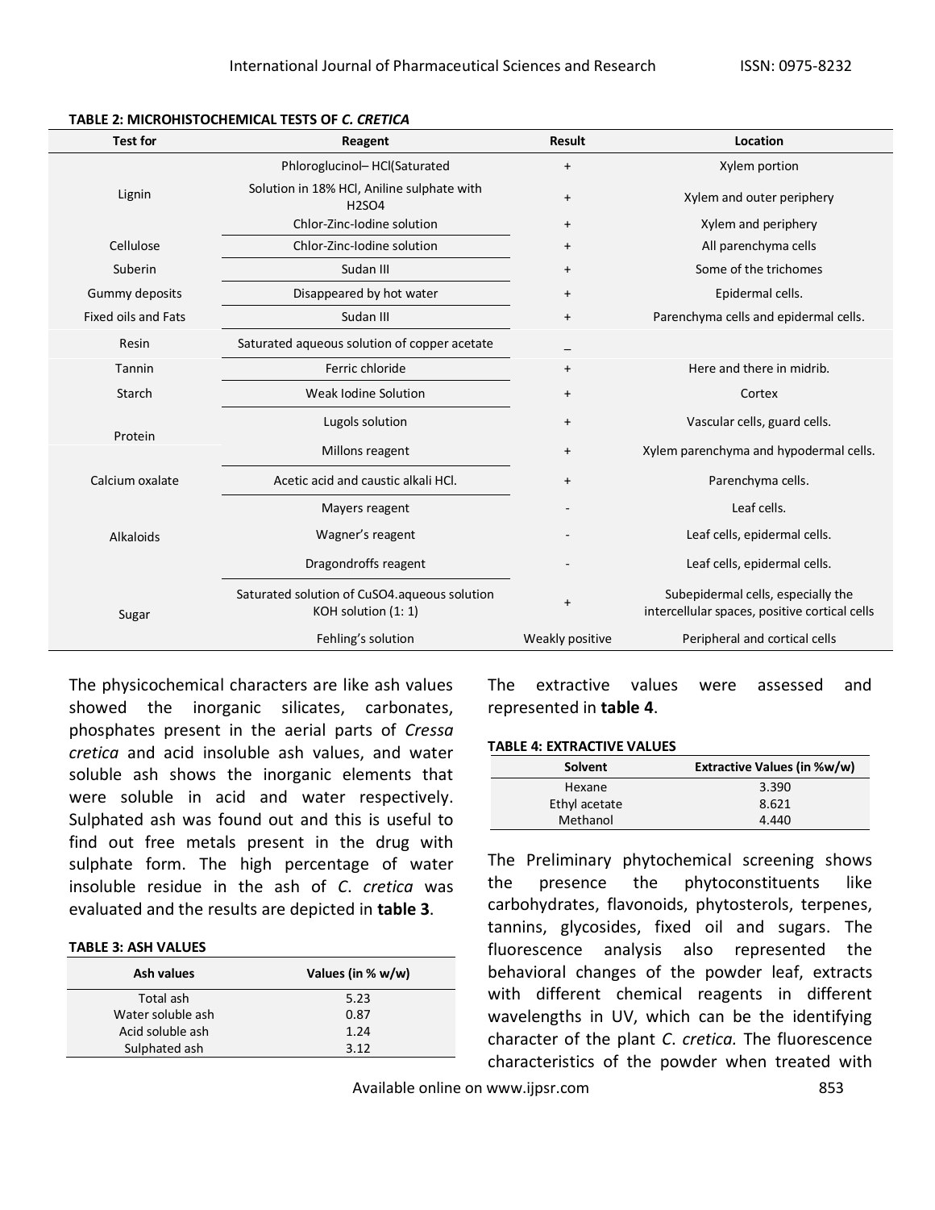**TABLE 2: MICROHISTOCHEMICAL TESTS OF *C. CRETICA***

| Test for | Reagent | Result | Location |
|---|---|---|---|
| Lignin | Phloroglucinol– HCl(Saturated | + | Xylem portion |
| | Solution in 18% HCl, Aniline sulphate with $H_2SO_4$ | + | Xylem and outer periphery |
| | Chlor-Zinc-Iodine solution | + | Xylem and periphery |
| Cellulose | Chlor-Zinc-Iodine solution | + | All parenchyma cells |
| Suberin | Sudan III | + | Some of the trichomes |
| Gummy deposits | Disappeared by hot water | + | Epidermal cells. |
| Fixed oils and Fats | Sudan III | + | Parenchyma cells and epidermal cells. |
| Resin | Saturated aqueous solution of copper acetate | – | |
| Tannin | Ferric chloride | + | Here and there in midrib. |
| Starch | Weak Iodine Solution | + | Cortex |
| Protein | Lugols solution | + | Vascular cells, guard cells. |
| | Millons reagent | + | Xylem parenchyma and hypodermal cells. |
| Calcium oxalate | Acetic acid and caustic alkali HCl. | + | Parenchyma cells. |
| Alkaloids | Mayers reagent | - | Leaf cells. |
| | Wagner's reagent | - | Leaf cells, epidermal cells. |
| | Dragondroffs reagent | - | Leaf cells, epidermal cells. |
| Sugar | Saturated solution of $CuSO_4$.aqueous solution KOH solution (1: 1) | + | Subepidermal cells, especially the intercellular spaces, positive cortical cells |
| | Fehling's solution | Weakly positive | Peripheral and cortical cells |

The physicochemical characters are like ash values showed the inorganic silicates, carbonates, phosphates present in the aerial parts of *Cressa cretica* and acid insoluble ash values, and water soluble ash shows the inorganic elements that were soluble in acid and water respectively. Sulphated ash was found out and this is useful to find out free metals present in the drug with sulphate form. The high percentage of water insoluble residue in the ash of *C. cretica* was evaluated and the results are depicted in **table 3**.

**TABLE 3: ASH VALUES**

| Ash values | Values (in % w/w) |
|---|---|
| Total ash | 5.23 |
| Water soluble ash | 0.87 |
| Acid soluble ash | 1.24 |
| Sulphated ash | 3.12 |

The extractive values were assessed and represented in **table 4**.

**TABLE 4: EXTRACTIVE VALUES**

| Solvent | Extractive Values (in %w/w) |
|---|---|
| Hexane | 3.390 |
| Ethyl acetate | 8.621 |
| Methanol | 4.440 |

The Preliminary phytochemical screening shows the presence the phytoconstituents like carbohydrates, flavonoids, phytosterols, terpenes, tannins, glycosides, fixed oil and sugars. The fluorescence analysis also represented the behavioral changes of the powder leaf, extracts with different chemical reagents in different wavelengths in UV, which can be the identifying character of the plant *C. cretica.* The fluorescence characteristics of the powder when treated with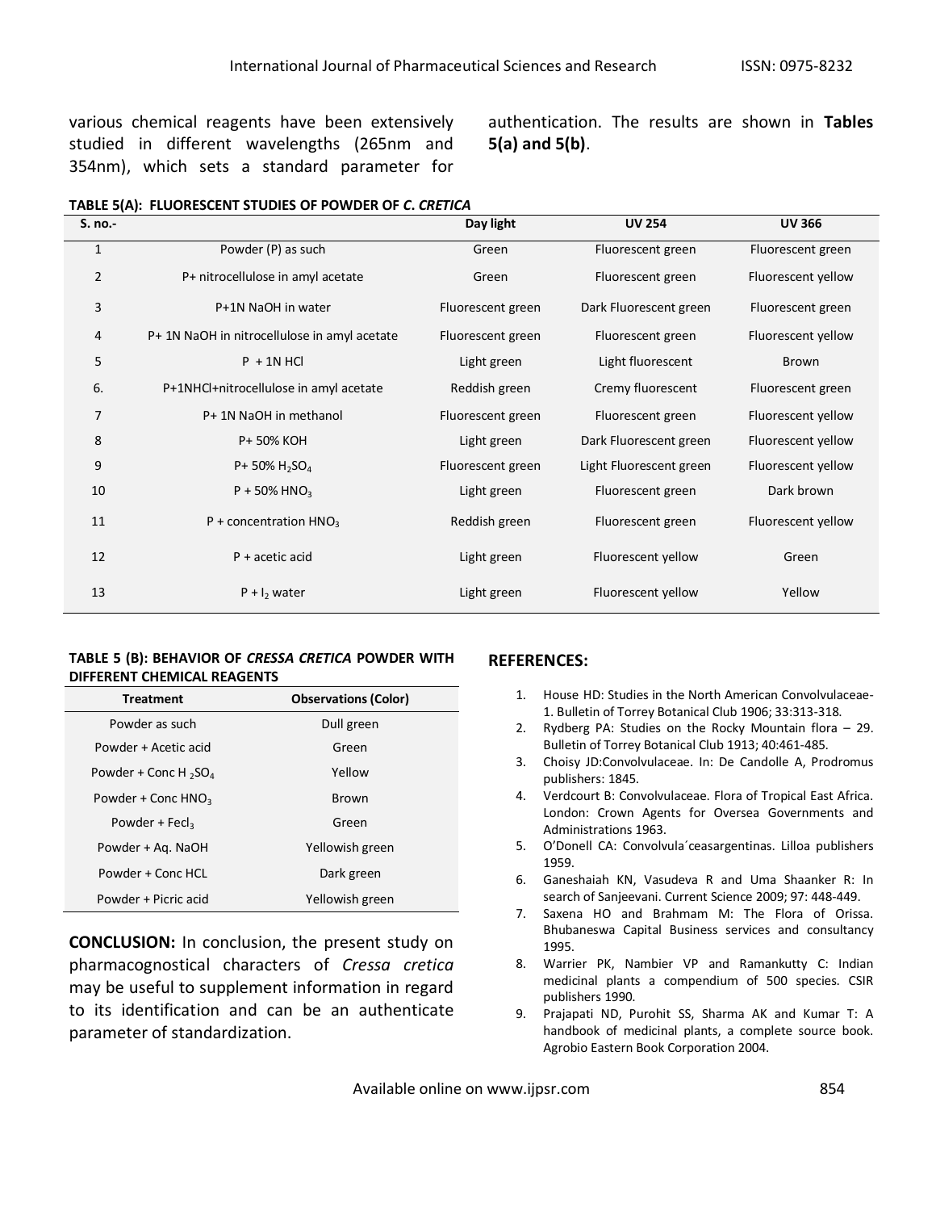various chemical reagents have been extensively studied in different wavelengths (265nm and 354nm), which sets a standard parameter for authentication. The results are shown in **Tables 5(a) and 5(b)**.

**TABLE 5(A): FLUORESCENT STUDIES OF POWDER OF *C. CRETICA***

| S. no.- | | Day light | UV 254 | UV 366 |
|---|---|---|---|---|
| 1 | Powder (P) as such | Green | Fluorescent green | Fluorescent green |
| 2 | P+ nitrocellulose in amyl acetate | Green | Fluorescent green | Fluorescent yellow |
| 3 | P+1N NaOH in water | Fluorescent green | Dark Fluorescent green | Fluorescent green |
| 4 | P+ 1N NaOH in nitrocellulose in amyl acetate | Fluorescent green | Fluorescent green | Fluorescent yellow |
| 5 | P + 1N HCl | Light green | Light fluorescent | Brown |
| 6. | P+1NHCl+nitrocellulose in amyl acetate | Reddish green | Cremy fluorescent | Fluorescent green |
| 7 | P+ 1N NaOH in methanol | Fluorescent green | Fluorescent green | Fluorescent yellow |
| 8 | P+ 50% KOH | Light green | Dark Fluorescent green | Fluorescent yellow |
| 9 | P+ 50% $H_2SO_4$ | Fluorescent green | Light Fluorescent green | Fluorescent yellow |
| 10 | P + 50% $HNO_3$ | Light green | Fluorescent green | Dark brown |
| 11 | P + concentration $HNO_3$ | Reddish green | Fluorescent green | Fluorescent yellow |
| 12 | P + acetic acid | Light green | Fluorescent yellow | Green |
| 13 | P + $I_2$ water | Light green | Fluorescent yellow | Yellow |

**TABLE 5 (B): BEHAVIOR OF *CRESSA CRETICA* POWDER WITH DIFFERENT CHEMICAL REAGENTS**

| Treatment | Observations (Color) |
|---|---|
| Powder as such | Dull green |
| Powder + Acetic acid | Green |
| Powder + Conc $H_2SO_4$ | Yellow |
| Powder + Conc $HNO_3$ | Brown |
| Powder + $Fecl_3$ | Green |
| Powder + Aq. NaOH | Yellowish green |
| Powder + Conc HCL | Dark green |
| Powder + Picric acid | Yellowish green |

**CONCLUSION:** In conclusion, the present study on pharmacognostical characters of *Cressa cretica* may be useful to supplement information in regard to its identification and can be an authenticate parameter of standardization.

## REFERENCES:

1. House HD: Studies in the North American Convolvulaceae-1. Bulletin of Torrey Botanical Club 1906; 33:313-318.
2. Rydberg PA: Studies on the Rocky Mountain flora – 29. Bulletin of Torrey Botanical Club 1913; 40:461-485.
3. Choisy JD:Convolvulaceae. In: De Candolle A, Prodromus publishers: 1845.
4. Verdcourt B: Convolvulaceae. Flora of Tropical East Africa. London: Crown Agents for Oversea Governments and Administrations 1963.
5. O'Donell CA: Convolvula´ceasargentinas. Lilloa publishers 1959.
6. Ganeshaiah KN, Vasudeva R and Uma Shaanker R: In search of Sanjeevani. Current Science 2009; 97: 448-449.
7. Saxena HO and Brahmam M: The Flora of Orissa. Bhubaneswa Capital Business services and consultancy 1995.
8. Warrier PK, Nambier VP and Ramankutty C: Indian medicinal plants a compendium of 500 species. CSIR publishers 1990.
9. Prajapati ND, Purohit SS, Sharma AK and Kumar T: A handbook of medicinal plants, a complete source book. Agrobio Eastern Book Corporation 2004.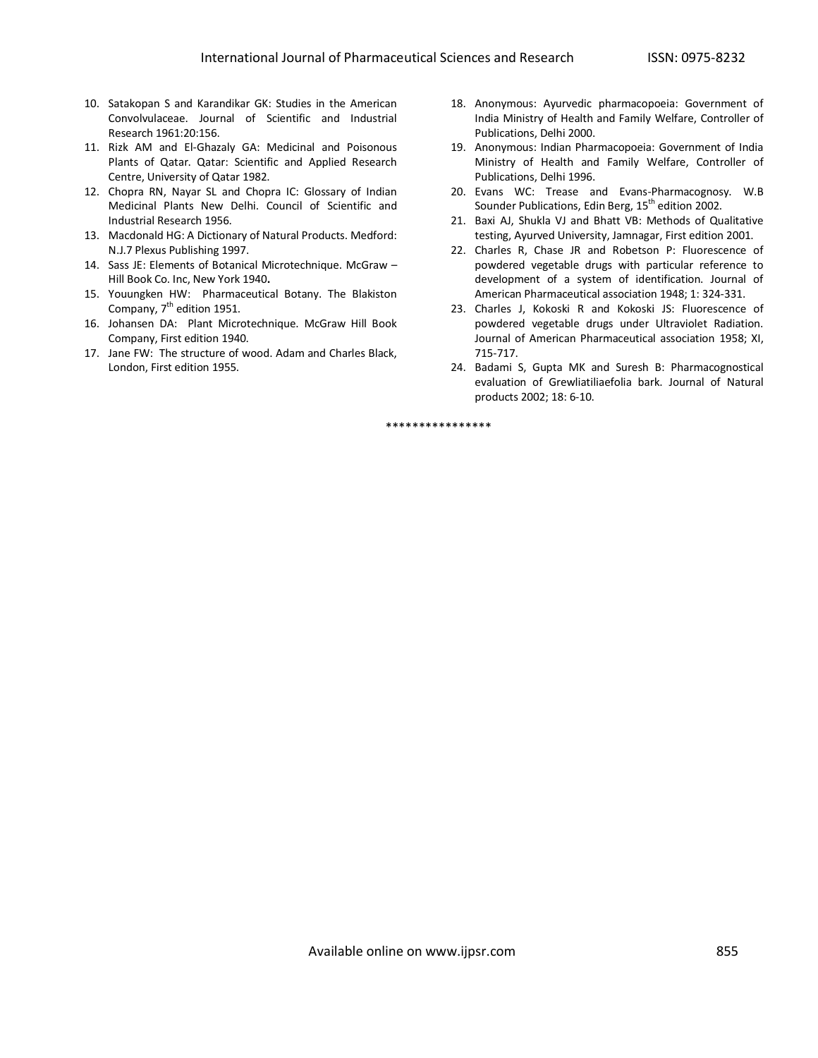10. Satakopan S and Karandikar GK: Studies in the American Convolvulaceae. Journal of Scientific and Industrial Research 1961:20:156.
11. Rizk AM and El-Ghazaly GA: Medicinal and Poisonous Plants of Qatar. Qatar: Scientific and Applied Research Centre, University of Qatar 1982.
12. Chopra RN, Nayar SL and Chopra IC: Glossary of Indian Medicinal Plants New Delhi. Council of Scientific and Industrial Research 1956.
13. Macdonald HG: A Dictionary of Natural Products. Medford: N.J.7 Plexus Publishing 1997.
14. Sass JE: Elements of Botanical Microtechnique. McGraw – Hill Book Co. Inc, New York 1940**.**
15. Youungken HW: Pharmaceutical Botany. The Blakiston Company, 7th edition 1951.
16. Johansen DA: Plant Microtechnique. McGraw Hill Book Company, First edition 1940.
17. Jane FW: The structure of wood. Adam and Charles Black, London, First edition 1955.
18. Anonymous: Ayurvedic pharmacopoeia: Government of India Ministry of Health and Family Welfare, Controller of Publications, Delhi 2000.
19. Anonymous: Indian Pharmacopoeia: Government of India Ministry of Health and Family Welfare, Controller of Publications, Delhi 1996.
20. Evans WC: Trease and Evans-Pharmacognosy. W.B Sounder Publications, Edin Berg, 15th edition 2002.
21. Baxi AJ, Shukla VJ and Bhatt VB: Methods of Qualitative testing, Ayurved University, Jamnagar, First edition 2001.
22. Charles R, Chase JR and Robetson P: Fluorescence of powdered vegetable drugs with particular reference to development of a system of identification. Journal of American Pharmaceutical association 1948; 1: 324-331.
23. Charles J, Kokoski R and Kokoski JS: Fluorescence of powdered vegetable drugs under Ultraviolet Radiation. Journal of American Pharmaceutical association 1958; XI, 715-717.
24. Badami S, Gupta MK and Suresh B: Pharmacognostical evaluation of Grewliatiliaefolia bark. Journal of Natural products 2002; 18: 6-10.

****************